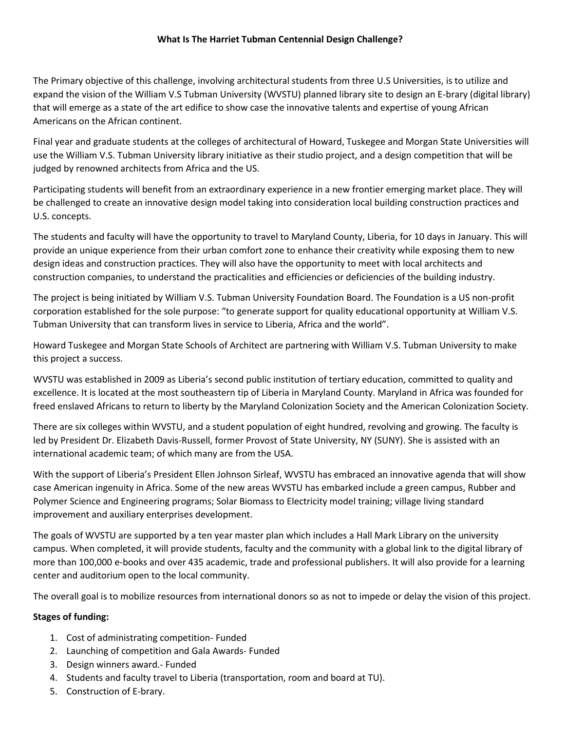**What Is The Harriet Tubman Centennial Design Challenge?**

The Primary objective of this challenge, involving architectural students from three U.S Universities, is to utilize and expand the vision of the William V.S Tubman University (WVSTU) planned library site to design an E-brary (digital library) that will emerge as a state of the art edifice to show case the innovative talents and expertise of young African Americans on the African continent.

Final year and graduate students at the colleges of architectural of Howard, Tuskegee and Morgan State Universities will use the William V.S. Tubman University library initiative as their studio project, and a design competition that will be judged by renowned architects from Africa and the US.

Participating students will benefit from an extraordinary experience in a new frontier emerging market place. They will be challenged to create an innovative design model taking into consideration local building construction practices and U.S. concepts.

The students and faculty will have the opportunity to travel to Maryland County, Liberia, for 10 days in January. This will provide an unique experience from their urban comfort zone to enhance their creativity while exposing them to new design ideas and construction practices. They will also have the opportunity to meet with local architects and construction companies, to understand the practicalities and efficiencies or deficiencies of the building industry.

The project is being initiated by William V.S. Tubman University Foundation Board. The Foundation is a US non-profit corporation established for the sole purpose: "to generate support for quality educational opportunity at William V.S. Tubman University that can transform lives in service to Liberia, Africa and the world".

Howard Tuskegee and Morgan State Schools of Architect are partnering with William V.S. Tubman University to make this project a success.

WVSTU was established in 2009 as Liberia's second public institution of tertiary education, committed to quality and excellence. It is located at the most southeastern tip of Liberia in Maryland County. Maryland in Africa was founded for freed enslaved Africans to return to liberty by the Maryland Colonization Society and the American Colonization Society.

There are six colleges within WVSTU, and a student population of eight hundred, revolving and growing. The faculty is led by President Dr. Elizabeth Davis-Russell, former Provost of State University, NY (SUNY). She is assisted with an international academic team; of which many are from the USA.

With the support of Liberia's President Ellen Johnson Sirleaf, WVSTU has embraced an innovative agenda that will show case American ingenuity in Africa. Some of the new areas WVSTU has embarked include a green campus, Rubber and Polymer Science and Engineering programs; Solar Biomass to Electricity model training; village living standard improvement and auxiliary enterprises development.

The goals of WVSTU are supported by a ten year master plan which includes a Hall Mark Library on the university campus. When completed, it will provide students, faculty and the community with a global link to the digital library of more than 100,000 e-books and over 435 academic, trade and professional publishers. It will also provide for a learning center and auditorium open to the local community.

The overall goal is to mobilize resources from international donors so as not to impede or delay the vision of this project.

**Stages of funding:**

1. Cost of administrating competition- Funded
2. Launching of competition and Gala Awards- Funded
3. Design winners award.- Funded
4. Students and faculty travel to Liberia (transportation, room and board at TU).
5. Construction of E-brary.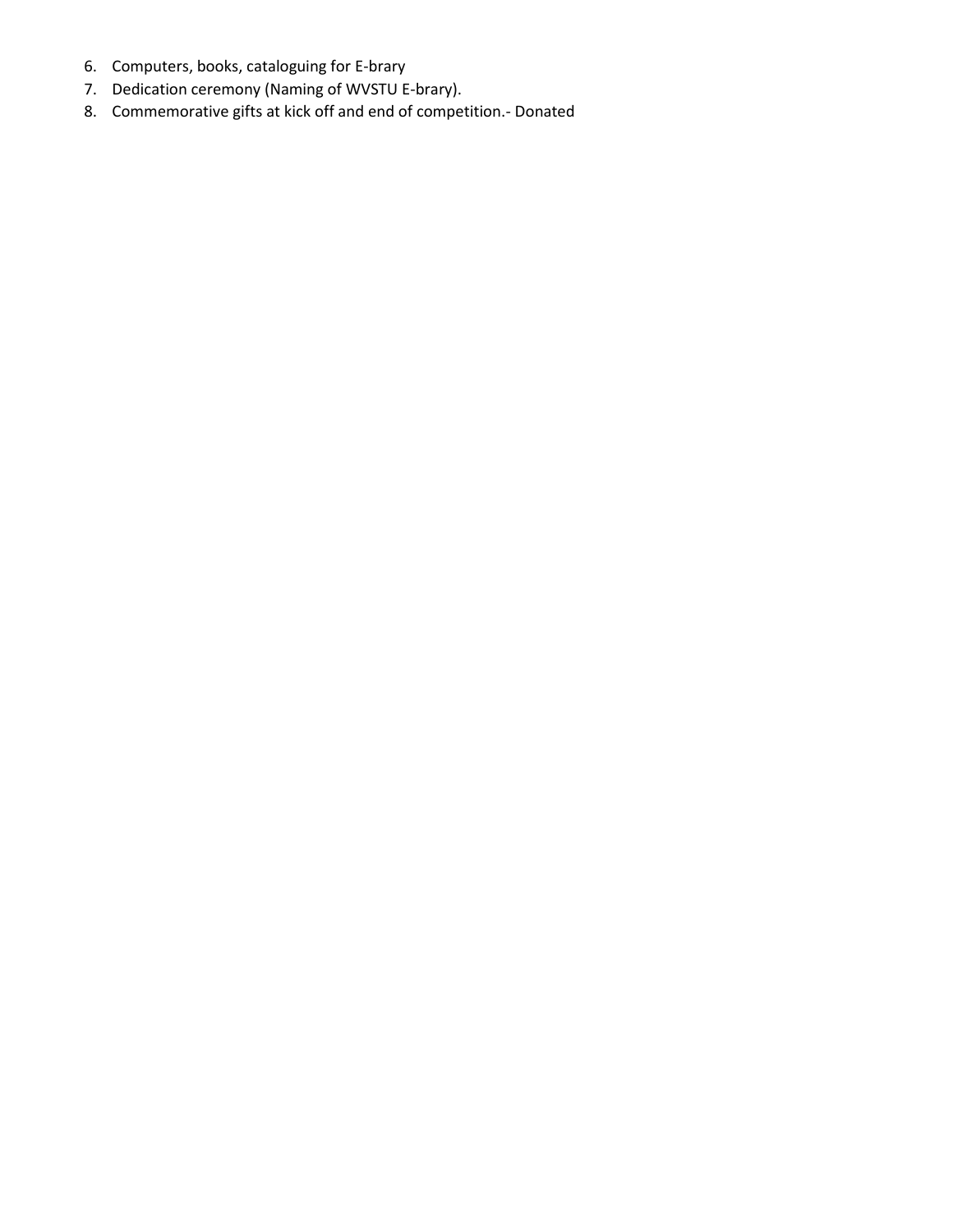6. Computers, books, cataloguing for E-brary
7. Dedication ceremony (Naming of WVSTU E-brary).
8. Commemorative gifts at kick off and end of competition.- Donated